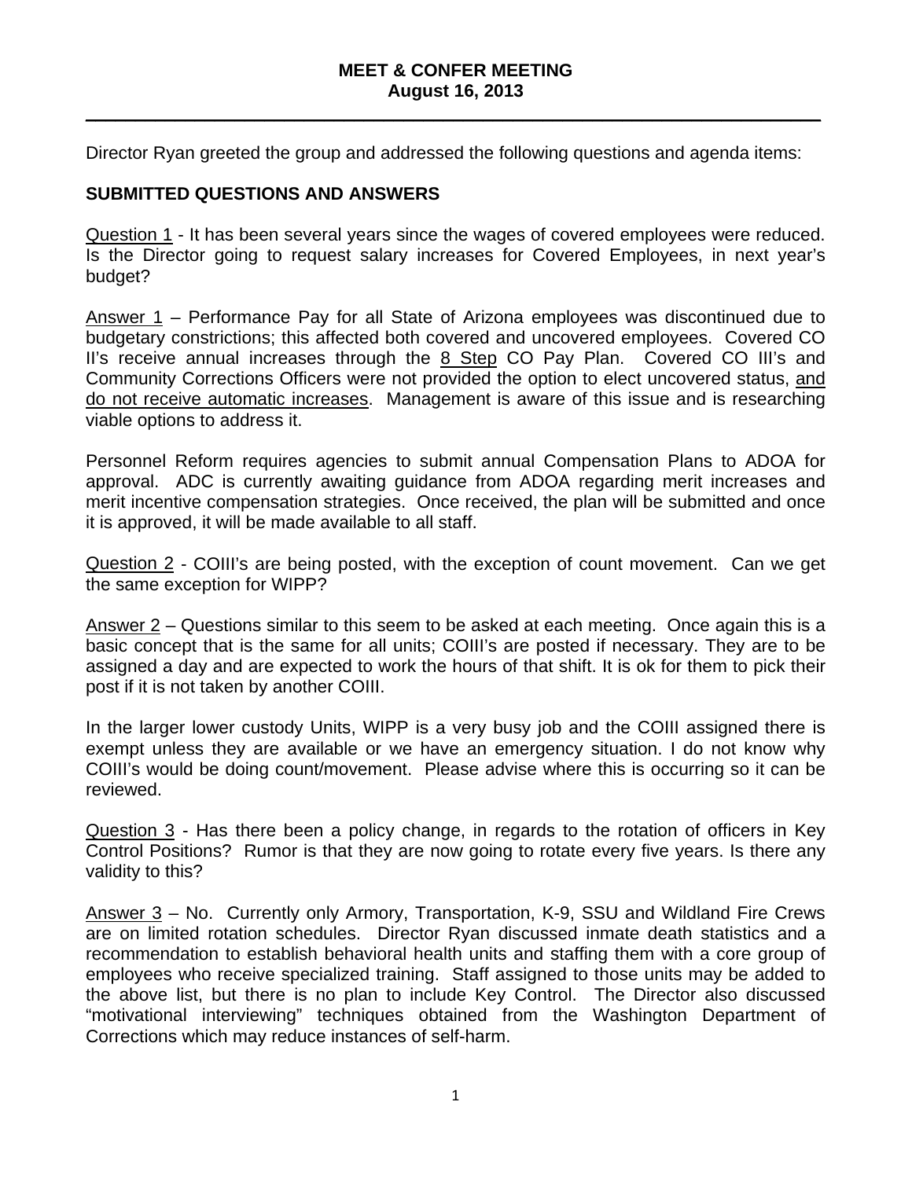# MEET & CONFER MEETING
## August 16, 2013

---

Director Ryan greeted the group and addressed the following questions and agenda items:

## SUBMITTED QUESTIONS AND ANSWERS

<u>Question 1</u> - It has been several years since the wages of covered employees were reduced. Is the Director going to request salary increases for Covered Employees, in next year's budget?

<u>Answer 1</u> – Performance Pay for all State of Arizona employees was discontinued due to budgetary constrictions; this affected both covered and uncovered employees. Covered CO II's receive annual increases through the <u>8 Step</u> CO Pay Plan. Covered CO III's and Community Corrections Officers were not provided the option to elect uncovered status, <u>and do not receive automatic increases</u>. Management is aware of this issue and is researching viable options to address it.

Personnel Reform requires agencies to submit annual Compensation Plans to ADOA for approval. ADC is currently awaiting guidance from ADOA regarding merit increases and merit incentive compensation strategies. Once received, the plan will be submitted and once it is approved, it will be made available to all staff.

<u>Question 2</u> - COIII's are being posted, with the exception of count movement. Can we get the same exception for WIPP?

<u>Answer 2</u> – Questions similar to this seem to be asked at each meeting. Once again this is a basic concept that is the same for all units; COIII's are posted if necessary. They are to be assigned a day and are expected to work the hours of that shift. It is ok for them to pick their post if it is not taken by another COIII.

In the larger lower custody Units, WIPP is a very busy job and the COIII assigned there is exempt unless they are available or we have an emergency situation. I do not know why COIII's would be doing count/movement. Please advise where this is occurring so it can be reviewed.

<u>Question 3</u> - Has there been a policy change, in regards to the rotation of officers in Key Control Positions? Rumor is that they are now going to rotate every five years. Is there any validity to this?

<u>Answer 3</u> – No. Currently only Armory, Transportation, K-9, SSU and Wildland Fire Crews are on limited rotation schedules. Director Ryan discussed inmate death statistics and a recommendation to establish behavioral health units and staffing them with a core group of employees who receive specialized training. Staff assigned to those units may be added to the above list, but there is no plan to include Key Control. The Director also discussed "motivational interviewing" techniques obtained from the Washington Department of Corrections which may reduce instances of self-harm.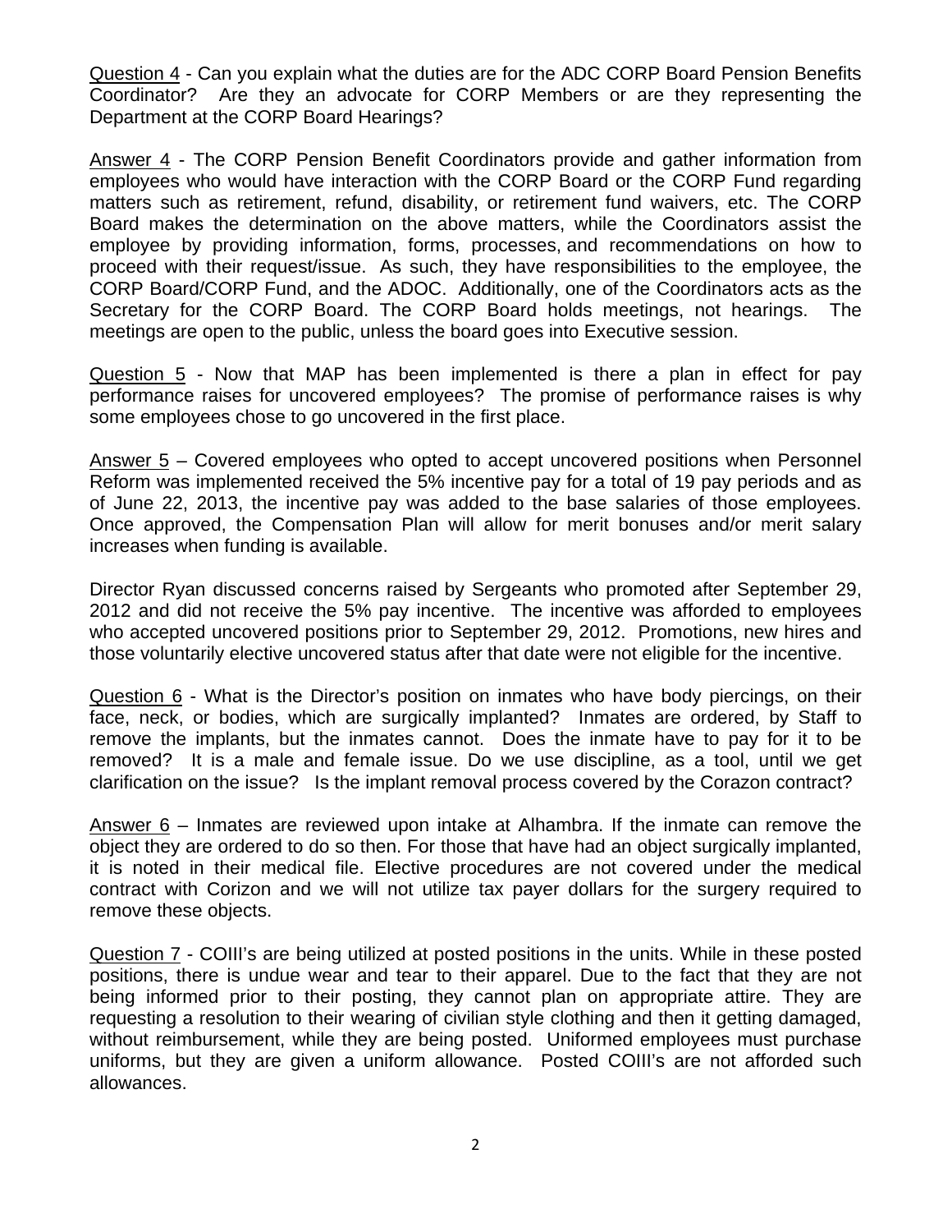Question 4 - Can you explain what the duties are for the ADC CORP Board Pension Benefits Coordinator? Are they an advocate for CORP Members or are they representing the Department at the CORP Board Hearings?

Answer 4 - The CORP Pension Benefit Coordinators provide and gather information from employees who would have interaction with the CORP Board or the CORP Fund regarding matters such as retirement, refund, disability, or retirement fund waivers, etc. The CORP Board makes the determination on the above matters, while the Coordinators assist the employee by providing information, forms, processes, and recommendations on how to proceed with their request/issue. As such, they have responsibilities to the employee, the CORP Board/CORP Fund, and the ADOC. Additionally, one of the Coordinators acts as the Secretary for the CORP Board. The CORP Board holds meetings, not hearings. The meetings are open to the public, unless the board goes into Executive session.

Question 5 - Now that MAP has been implemented is there a plan in effect for pay performance raises for uncovered employees? The promise of performance raises is why some employees chose to go uncovered in the first place.

Answer 5 – Covered employees who opted to accept uncovered positions when Personnel Reform was implemented received the 5% incentive pay for a total of 19 pay periods and as of June 22, 2013, the incentive pay was added to the base salaries of those employees. Once approved, the Compensation Plan will allow for merit bonuses and/or merit salary increases when funding is available.

Director Ryan discussed concerns raised by Sergeants who promoted after September 29, 2012 and did not receive the 5% pay incentive. The incentive was afforded to employees who accepted uncovered positions prior to September 29, 2012. Promotions, new hires and those voluntarily elective uncovered status after that date were not eligible for the incentive.

Question 6 - What is the Director's position on inmates who have body piercings, on their face, neck, or bodies, which are surgically implanted? Inmates are ordered, by Staff to remove the implants, but the inmates cannot. Does the inmate have to pay for it to be removed? It is a male and female issue. Do we use discipline, as a tool, until we get clarification on the issue? Is the implant removal process covered by the Corazon contract?

Answer 6 – Inmates are reviewed upon intake at Alhambra. If the inmate can remove the object they are ordered to do so then. For those that have had an object surgically implanted, it is noted in their medical file. Elective procedures are not covered under the medical contract with Corizon and we will not utilize tax payer dollars for the surgery required to remove these objects.

Question 7 - COIII's are being utilized at posted positions in the units. While in these posted positions, there is undue wear and tear to their apparel. Due to the fact that they are not being informed prior to their posting, they cannot plan on appropriate attire. They are requesting a resolution to their wearing of civilian style clothing and then it getting damaged, without reimbursement, while they are being posted. Uniformed employees must purchase uniforms, but they are given a uniform allowance. Posted COIII's are not afforded such allowances.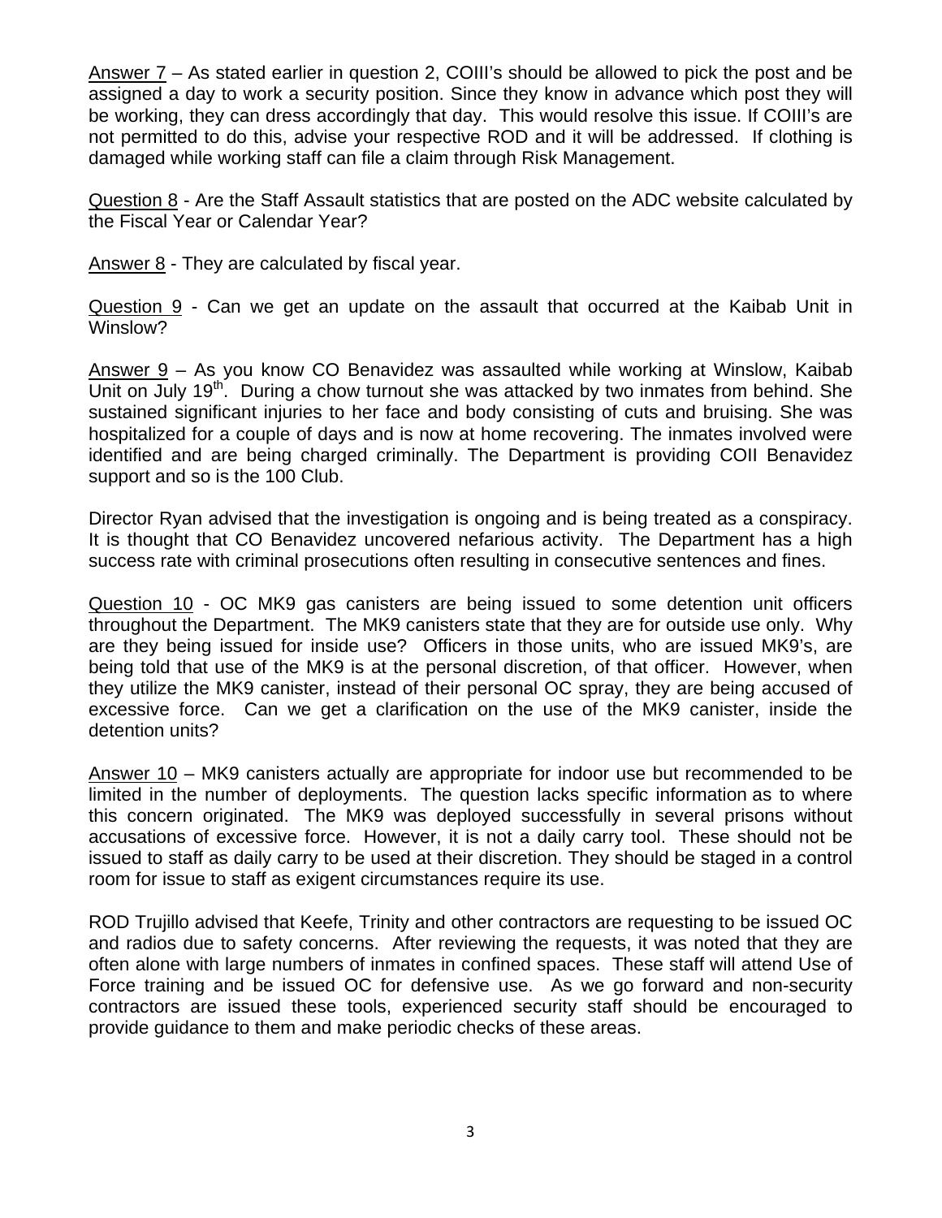Answer 7 – As stated earlier in question 2, COIII's should be allowed to pick the post and be assigned a day to work a security position. Since they know in advance which post they will be working, they can dress accordingly that day. This would resolve this issue. If COIII's are not permitted to do this, advise your respective ROD and it will be addressed. If clothing is damaged while working staff can file a claim through Risk Management.

Question 8 - Are the Staff Assault statistics that are posted on the ADC website calculated by the Fiscal Year or Calendar Year?

Answer 8 - They are calculated by fiscal year.

Question 9 - Can we get an update on the assault that occurred at the Kaibab Unit in Winslow?

Answer 9 – As you know CO Benavidez was assaulted while working at Winslow, Kaibab Unit on July 19th. During a chow turnout she was attacked by two inmates from behind. She sustained significant injuries to her face and body consisting of cuts and bruising. She was hospitalized for a couple of days and is now at home recovering. The inmates involved were identified and are being charged criminally. The Department is providing COII Benavidez support and so is the 100 Club.

Director Ryan advised that the investigation is ongoing and is being treated as a conspiracy. It is thought that CO Benavidez uncovered nefarious activity. The Department has a high success rate with criminal prosecutions often resulting in consecutive sentences and fines.

Question 10 - OC MK9 gas canisters are being issued to some detention unit officers throughout the Department. The MK9 canisters state that they are for outside use only. Why are they being issued for inside use? Officers in those units, who are issued MK9's, are being told that use of the MK9 is at the personal discretion, of that officer. However, when they utilize the MK9 canister, instead of their personal OC spray, they are being accused of excessive force. Can we get a clarification on the use of the MK9 canister, inside the detention units?

Answer 10 – MK9 canisters actually are appropriate for indoor use but recommended to be limited in the number of deployments. The question lacks specific information as to where this concern originated. The MK9 was deployed successfully in several prisons without accusations of excessive force. However, it is not a daily carry tool. These should not be issued to staff as daily carry to be used at their discretion. They should be staged in a control room for issue to staff as exigent circumstances require its use.

ROD Trujillo advised that Keefe, Trinity and other contractors are requesting to be issued OC and radios due to safety concerns. After reviewing the requests, it was noted that they are often alone with large numbers of inmates in confined spaces. These staff will attend Use of Force training and be issued OC for defensive use. As we go forward and non-security contractors are issued these tools, experienced security staff should be encouraged to provide guidance to them and make periodic checks of these areas.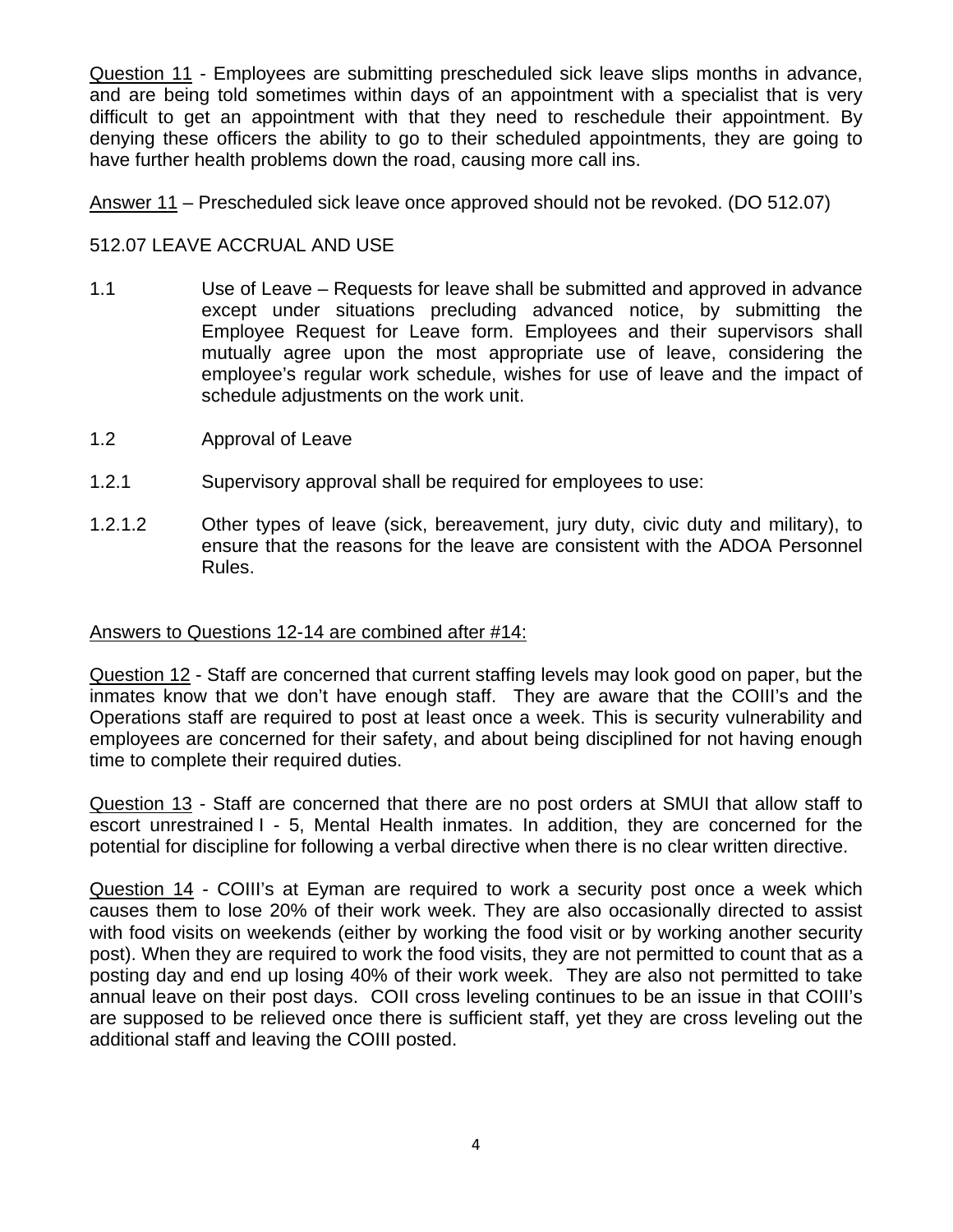<u>Question 11</u> - Employees are submitting prescheduled sick leave slips months in advance, and are being told sometimes within days of an appointment with a specialist that is very difficult to get an appointment with that they need to reschedule their appointment. By denying these officers the ability to go to their scheduled appointments, they are going to have further health problems down the road, causing more call ins.

<u>Answer 11</u> – Prescheduled sick leave once approved should not be revoked. (DO 512.07)

512.07 LEAVE ACCRUAL AND USE

1.1 Use of Leave – Requests for leave shall be submitted and approved in advance except under situations precluding advanced notice, by submitting the Employee Request for Leave form. Employees and their supervisors shall mutually agree upon the most appropriate use of leave, considering the employee's regular work schedule, wishes for use of leave and the impact of schedule adjustments on the work unit.

1.2 Approval of Leave

1.2.1 Supervisory approval shall be required for employees to use:

1.2.1.2 Other types of leave (sick, bereavement, jury duty, civic duty and military), to ensure that the reasons for the leave are consistent with the ADOA Personnel Rules.

<u>Answers to Questions 12-14 are combined after #14:</u>

<u>Question 12</u> - Staff are concerned that current staffing levels may look good on paper, but the inmates know that we don't have enough staff. They are aware that the COIII's and the Operations staff are required to post at least once a week. This is security vulnerability and employees are concerned for their safety, and about being disciplined for not having enough time to complete their required duties.

<u>Question 13</u> - Staff are concerned that there are no post orders at SMUI that allow staff to escort unrestrained I - 5, Mental Health inmates. In addition, they are concerned for the potential for discipline for following a verbal directive when there is no clear written directive.

<u>Question 14</u> - COIII's at Eyman are required to work a security post once a week which causes them to lose 20% of their work week. They are also occasionally directed to assist with food visits on weekends (either by working the food visit or by working another security post). When they are required to work the food visits, they are not permitted to count that as a posting day and end up losing 40% of their work week. They are also not permitted to take annual leave on their post days. COII cross leveling continues to be an issue in that COIII's are supposed to be relieved once there is sufficient staff, yet they are cross leveling out the additional staff and leaving the COIII posted.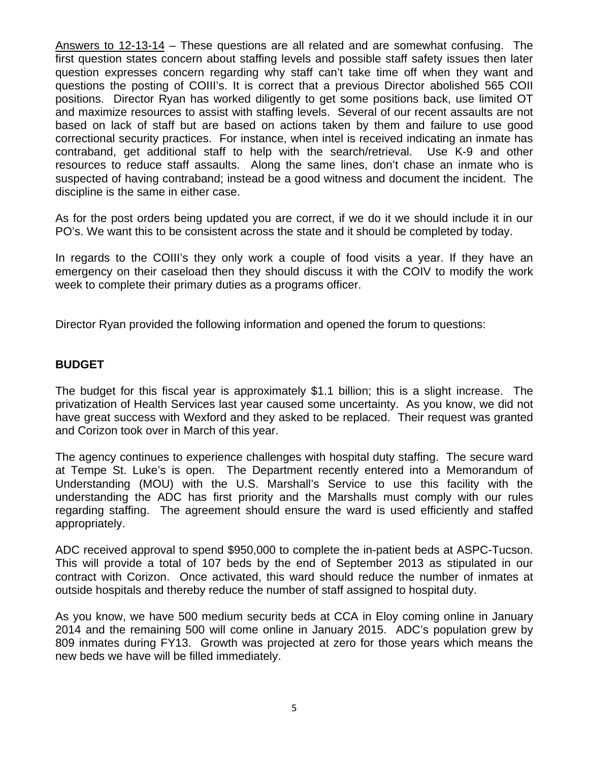Answers to 12-13-14 – These questions are all related and are somewhat confusing. The first question states concern about staffing levels and possible staff safety issues then later question expresses concern regarding why staff can't take time off when they want and questions the posting of COIII's. It is correct that a previous Director abolished 565 COII positions. Director Ryan has worked diligently to get some positions back, use limited OT and maximize resources to assist with staffing levels. Several of our recent assaults are not based on lack of staff but are based on actions taken by them and failure to use good correctional security practices. For instance, when intel is received indicating an inmate has contraband, get additional staff to help with the search/retrieval. Use K-9 and other resources to reduce staff assaults. Along the same lines, don't chase an inmate who is suspected of having contraband; instead be a good witness and document the incident. The discipline is the same in either case.

As for the post orders being updated you are correct, if we do it we should include it in our PO's. We want this to be consistent across the state and it should be completed by today.

In regards to the COIII's they only work a couple of food visits a year. If they have an emergency on their caseload then they should discuss it with the COIV to modify the work week to complete their primary duties as a programs officer.

Director Ryan provided the following information and opened the forum to questions:

**BUDGET**

The budget for this fiscal year is approximately $1.1 billion; this is a slight increase. The privatization of Health Services last year caused some uncertainty. As you know, we did not have great success with Wexford and they asked to be replaced. Their request was granted and Corizon took over in March of this year.

The agency continues to experience challenges with hospital duty staffing. The secure ward at Tempe St. Luke's is open. The Department recently entered into a Memorandum of Understanding (MOU) with the U.S. Marshall's Service to use this facility with the understanding the ADC has first priority and the Marshalls must comply with our rules regarding staffing. The agreement should ensure the ward is used efficiently and staffed appropriately.

ADC received approval to spend $950,000 to complete the in-patient beds at ASPC-Tucson. This will provide a total of 107 beds by the end of September 2013 as stipulated in our contract with Corizon. Once activated, this ward should reduce the number of inmates at outside hospitals and thereby reduce the number of staff assigned to hospital duty.

As you know, we have 500 medium security beds at CCA in Eloy coming online in January 2014 and the remaining 500 will come online in January 2015. ADC's population grew by 809 inmates during FY13. Growth was projected at zero for those years which means the new beds we have will be filled immediately.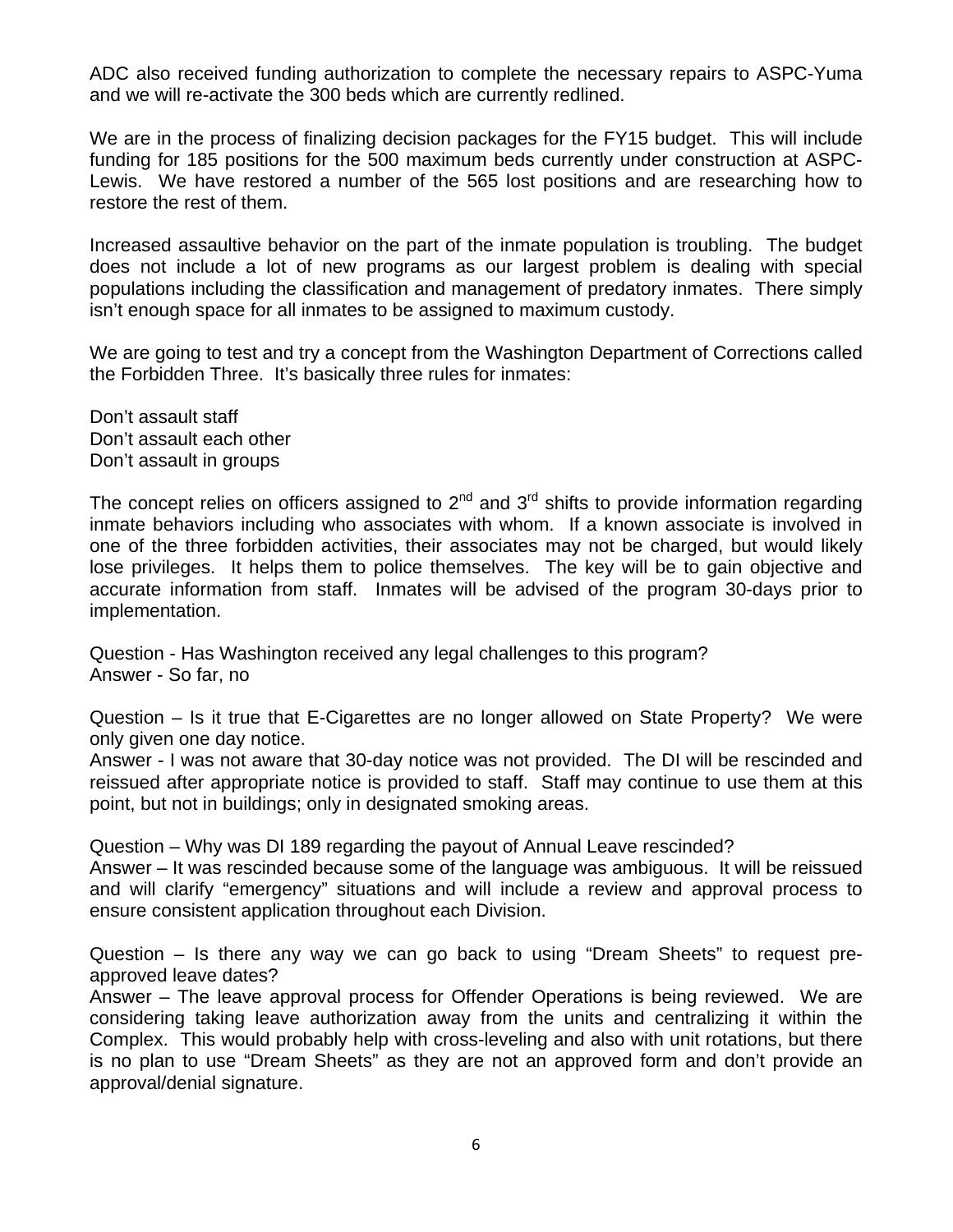ADC also received funding authorization to complete the necessary repairs to ASPC-Yuma and we will re-activate the 300 beds which are currently redlined.

We are in the process of finalizing decision packages for the FY15 budget. This will include funding for 185 positions for the 500 maximum beds currently under construction at ASPC-Lewis. We have restored a number of the 565 lost positions and are researching how to restore the rest of them.

Increased assaultive behavior on the part of the inmate population is troubling. The budget does not include a lot of new programs as our largest problem is dealing with special populations including the classification and management of predatory inmates. There simply isn't enough space for all inmates to be assigned to maximum custody.

We are going to test and try a concept from the Washington Department of Corrections called the Forbidden Three. It's basically three rules for inmates:

Don't assault staff  
Don't assault each other  
Don't assault in groups

The concept relies on officers assigned to 2nd and 3rd shifts to provide information regarding inmate behaviors including who associates with whom. If a known associate is involved in one of the three forbidden activities, their associates may not be charged, but would likely lose privileges. It helps them to police themselves. The key will be to gain objective and accurate information from staff. Inmates will be advised of the program 30-days prior to implementation.

Question - Has Washington received any legal challenges to this program?  
Answer - So far, no

Question – Is it true that E-Cigarettes are no longer allowed on State Property? We were only given one day notice.  
Answer - I was not aware that 30-day notice was not provided. The DI will be rescinded and reissued after appropriate notice is provided to staff. Staff may continue to use them at this point, but not in buildings; only in designated smoking areas.

Question – Why was DI 189 regarding the payout of Annual Leave rescinded?  
Answer – It was rescinded because some of the language was ambiguous. It will be reissued and will clarify "emergency" situations and will include a review and approval process to ensure consistent application throughout each Division.

Question – Is there any way we can go back to using "Dream Sheets" to request pre-approved leave dates?  
Answer – The leave approval process for Offender Operations is being reviewed. We are considering taking leave authorization away from the units and centralizing it within the Complex. This would probably help with cross-leveling and also with unit rotations, but there is no plan to use "Dream Sheets" as they are not an approved form and don't provide an approval/denial signature.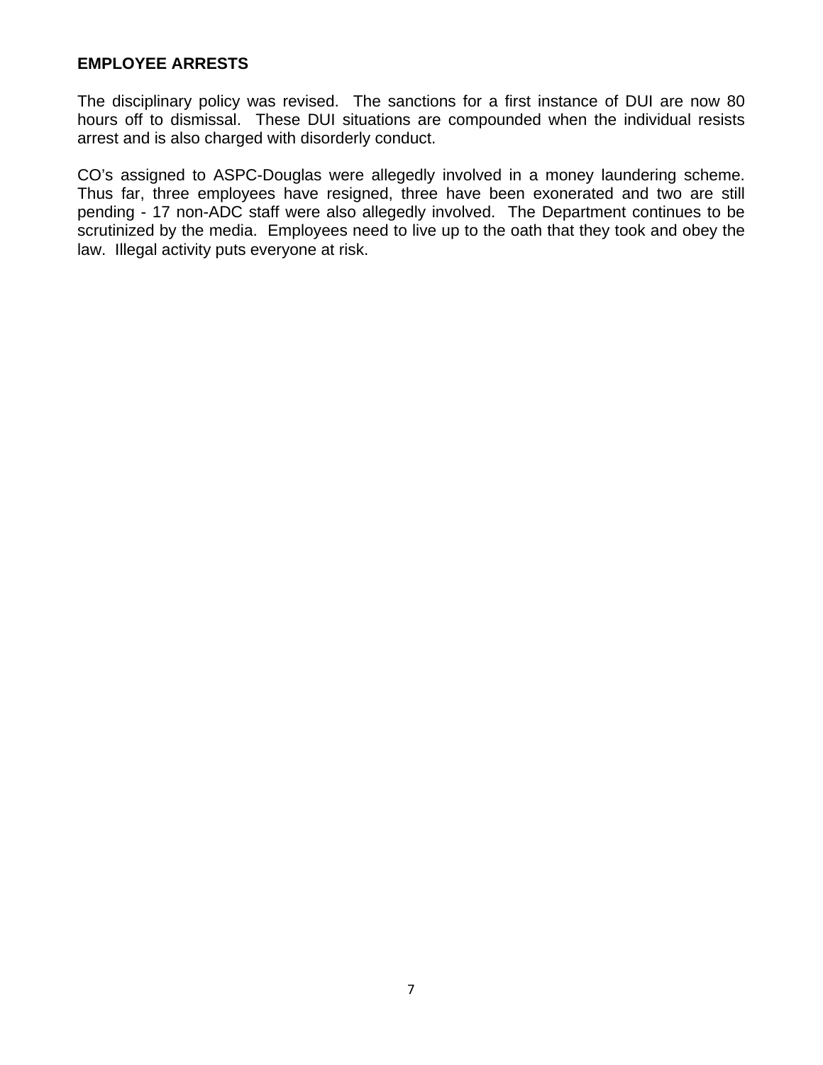**EMPLOYEE ARRESTS**

The disciplinary policy was revised. The sanctions for a first instance of DUI are now 80 hours off to dismissal. These DUI situations are compounded when the individual resists arrest and is also charged with disorderly conduct.

CO's assigned to ASPC-Douglas were allegedly involved in a money laundering scheme. Thus far, three employees have resigned, three have been exonerated and two are still pending - 17 non-ADC staff were also allegedly involved. The Department continues to be scrutinized by the media. Employees need to live up to the oath that they took and obey the law. Illegal activity puts everyone at risk.